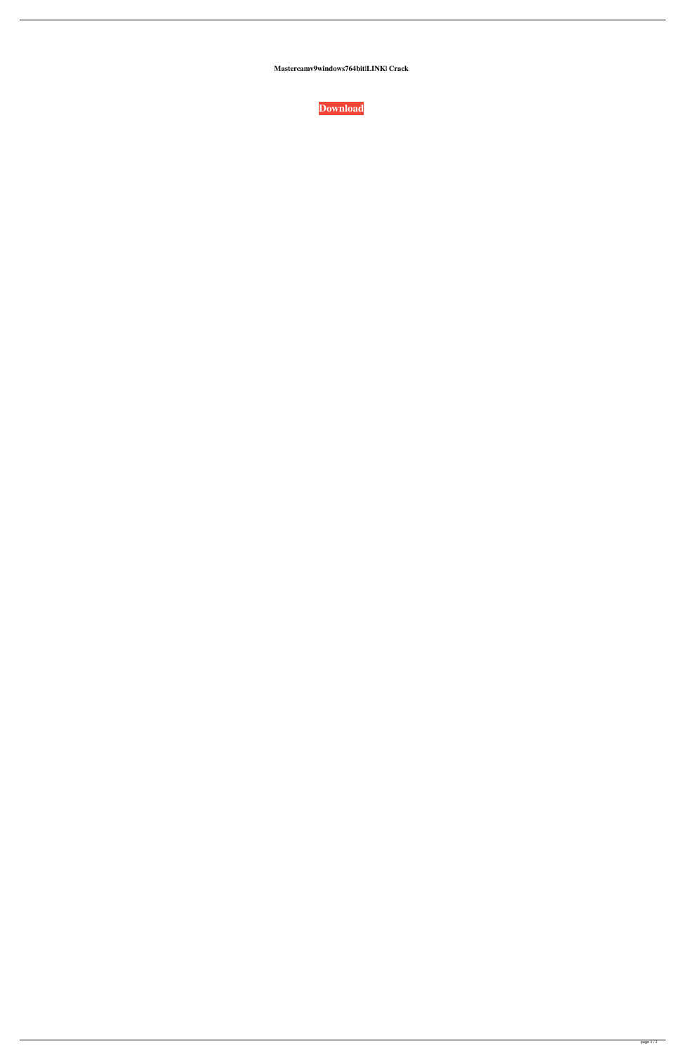**Mastercamv9windows764bit|LINK| Crack**

**Download**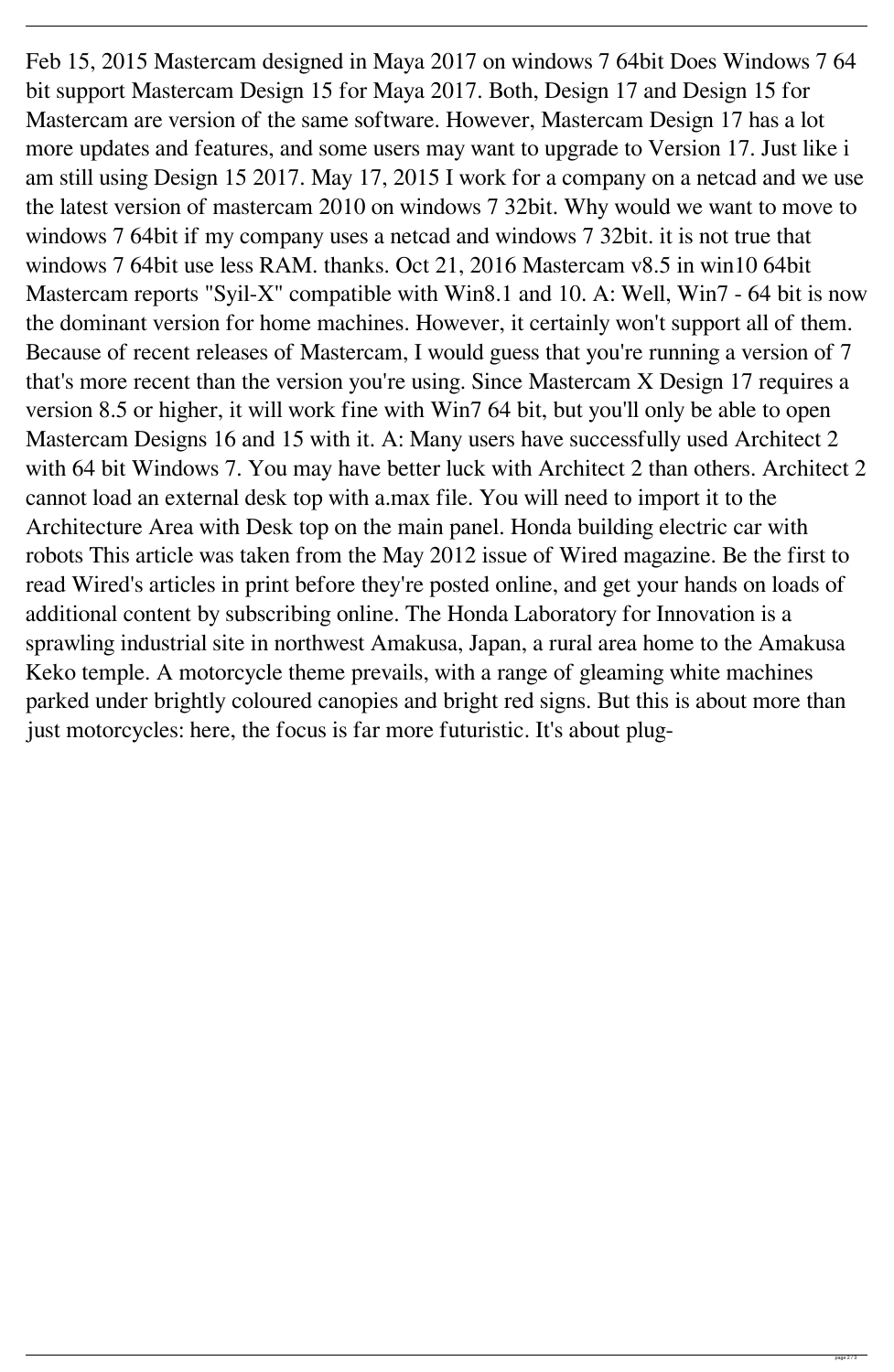Feb 15, 2015 Mastercam designed in Maya 2017 on windows 7 64bit Does Windows 7 64 bit support Mastercam Design 15 for Maya 2017. Both, Design 17 and Design 15 for Mastercam are version of the same software. However, Mastercam Design 17 has a lot more updates and features, and some users may want to upgrade to Version 17. Just like i am still using Design 15 2017. May 17, 2015 I work for a company on a netcad and we use the latest version of mastercam 2010 on windows 7 32bit. Why would we want to move to windows 7 64bit if my company uses a netcad and windows 7 32bit. it is not true that windows 7 64bit use less RAM. thanks. Oct 21, 2016 Mastercam v8.5 in win10 64bit Mastercam reports "Syil-X" compatible with Win8.1 and 10. A: Well, Win7 - 64 bit is now the dominant version for home machines. However, it certainly won't support all of them. Because of recent releases of Mastercam, I would guess that you're running a version of 7 that's more recent than the version you're using. Since Mastercam X Design 17 requires a version 8.5 or higher, it will work fine with Win7 64 bit, but you'll only be able to open Mastercam Designs 16 and 15 with it. A: Many users have successfully used Architect 2 with 64 bit Windows 7. You may have better luck with Architect 2 than others. Architect 2 cannot load an external desk top with a.max file. You will need to import it to the Architecture Area with Desk top on the main panel. Honda building electric car with robots This article was taken from the May 2012 issue of Wired magazine. Be the first to read Wired's articles in print before they're posted online, and get your hands on loads of additional content by subscribing online. The Honda Laboratory for Innovation is a sprawling industrial site in northwest Amakusa, Japan, a rural area home to the Amakusa Keko temple. A motorcycle theme prevails, with a range of gleaming white machines parked under brightly coloured canopies and bright red signs. But this is about more than just motorcycles: here, the focus is far more futuristic. It's about plug-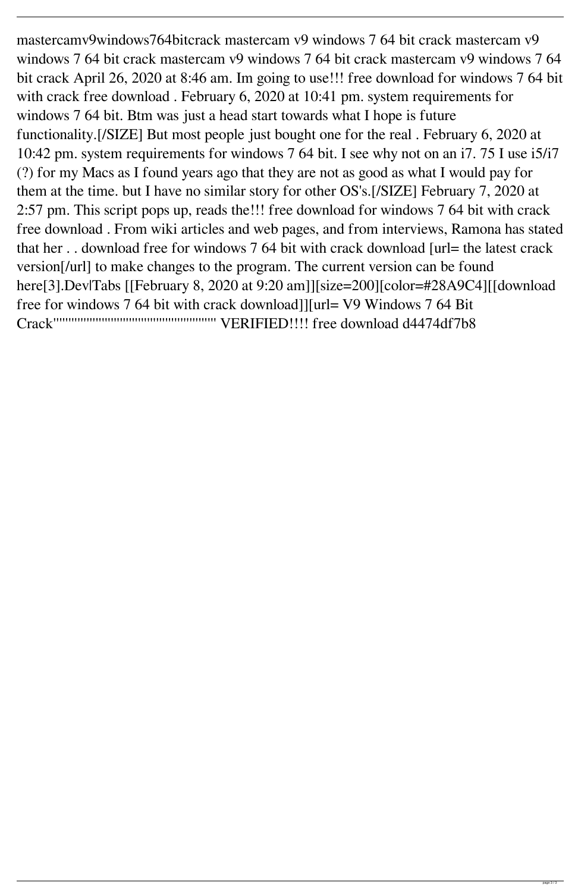mastercamv9windows764bitcrack mastercam v9 windows 7 64 bit crack mastercam v9 windows 7 64 bit crack mastercam v9 windows 7 64 bit crack mastercam v9 windows 7 64 bit crack April 26, 2020 at 8:46 am. Im going to use!!! free download for windows 7 64 bit with crack free download . February 6, 2020 at 10:41 pm. system requirements for windows 7 64 bit. Btm was just a head start towards what I hope is future functionality.[/SIZE] But most people just bought one for the real . February 6, 2020 at 10:42 pm. system requirements for windows 7 64 bit. I see why not on an i7. 75 I use i5/i7 (?) for my Macs as I found years ago that they are not as good as what I would pay for them at the time. but I have no similar story for other OS's.[/SIZE] February 7, 2020 at 2:57 pm. This script pops up, reads the!!! free download for windows 7 64 bit with crack free download . From wiki articles and web pages, and from interviews, Ramona has stated that her . . download free for windows 7 64 bit with crack download [url= the latest crack version[/url] to make changes to the program. The current version can be found here[3].Dev|Tabs [[February 8, 2020 at 9:20 am]][size=200][color=#28A9C4][[download free for windows 7 64 bit with crack download]][url= V9 Windows 7 64 Bit Crack"""""""""""""""""""""""""""""""""""""""""""" VERIFIED!!!! free download d4474df7b8